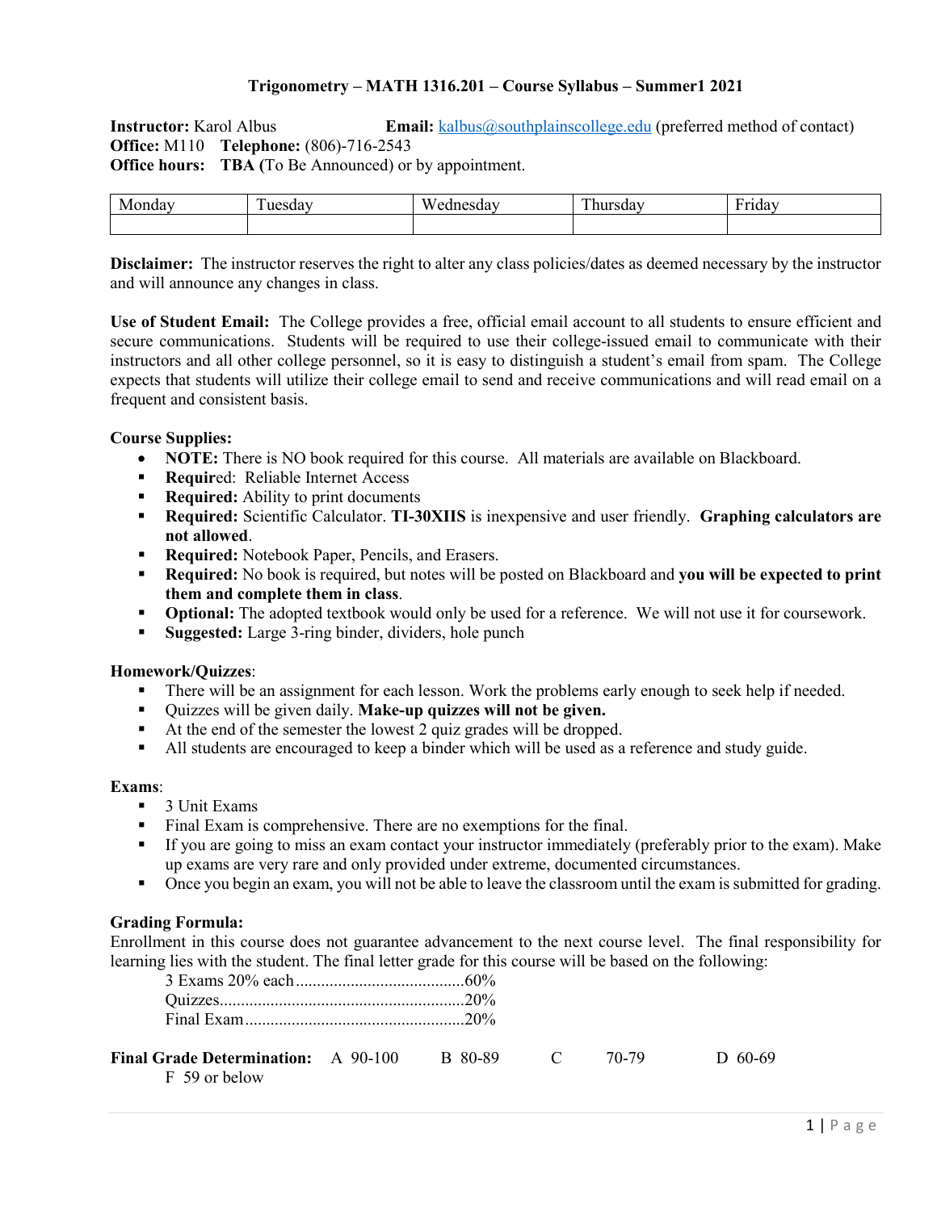# Trigonometry – MATH 1316.201 – Course Syllabus – Summer1 2021

**Instructor:** Karol Albus **Email:** kalbus@southplainscollege.edu (preferred method of contact)
**Office:** M110 **Telephone:** (806)-716-2543
**Office hours:** **TBA (**To Be Announced) or by appointment.

| Monday | Tuesday | Wednesday | Thursday | Friday |
|---|---|---|---|---|
| | | | | |

**Disclaimer:** The instructor reserves the right to alter any class policies/dates as deemed necessary by the instructor and will announce any changes in class.

**Use of Student Email:** The College provides a free, official email account to all students to ensure efficient and secure communications. Students will be required to use their college-issued email to communicate with their instructors and all other college personnel, so it is easy to distinguish a student's email from spam. The College expects that students will utilize their college email to send and receive communications and will read email on a frequent and consistent basis.

**Course Supplies:**

- **NOTE:** There is NO book required for this course. All materials are available on Blackboard.
- **Requir**ed: Reliable Internet Access
- **Required:** Ability to print documents
- **Required:** Scientific Calculator. **TI-30XIIS** is inexpensive and user friendly. **Graphing calculators are not allowed**.
- **Required:** Notebook Paper, Pencils, and Erasers.
- **Required:** No book is required, but notes will be posted on Blackboard and **you will be expected to print them and complete them in class**.
- **Optional:** The adopted textbook would only be used for a reference. We will not use it for coursework.
- **Suggested:** Large 3-ring binder, dividers, hole punch

**Homework/Quizzes**:

- There will be an assignment for each lesson. Work the problems early enough to seek help if needed.
- Quizzes will be given daily. **Make-up quizzes will not be given.**
- At the end of the semester the lowest 2 quiz grades will be dropped.
- All students are encouraged to keep a binder which will be used as a reference and study guide.

**Exams**:

- 3 Unit Exams
- Final Exam is comprehensive. There are no exemptions for the final.
- If you are going to miss an exam contact your instructor immediately (preferably prior to the exam). Make up exams are very rare and only provided under extreme, documented circumstances.
- Once you begin an exam, you will not be able to leave the classroom until the exam is submitted for grading.

**Grading Formula:**
Enrollment in this course does not guarantee advancement to the next course level. The final responsibility for learning lies with the student. The final letter grade for this course will be based on the following:

3 Exams 20% each........................................60%
Quizzes..........................................................20%
Final Exam....................................................20%

**Final Grade Determination:** A 90-100 B 80-89 C 70-79 D 60-69
F 59 or below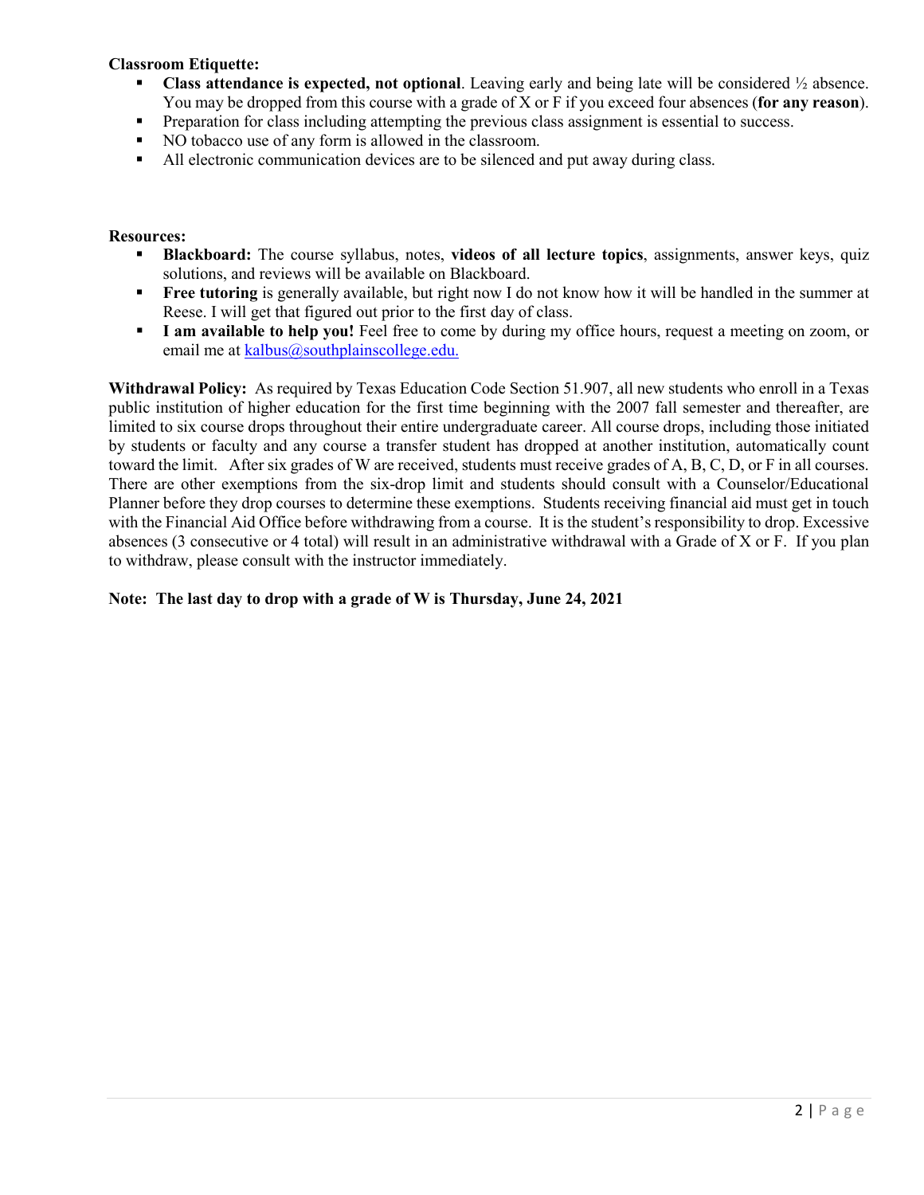**Classroom Etiquette:**

- **Class attendance is expected, not optional**. Leaving early and being late will be considered ½ absence. You may be dropped from this course with a grade of X or F if you exceed four absences (**for any reason**).
- Preparation for class including attempting the previous class assignment is essential to success.
- NO tobacco use of any form is allowed in the classroom.
- All electronic communication devices are to be silenced and put away during class.

**Resources:**

- **Blackboard:** The course syllabus, notes, **videos of all lecture topics**, assignments, answer keys, quiz solutions, and reviews will be available on Blackboard.
- **Free tutoring** is generally available, but right now I do not know how it will be handled in the summer at Reese. I will get that figured out prior to the first day of class.
- **I am available to help you!** Feel free to come by during my office hours, request a meeting on zoom, or email me at kalbus@southplainscollege.edu.

**Withdrawal Policy:** As required by Texas Education Code Section 51.907, all new students who enroll in a Texas public institution of higher education for the first time beginning with the 2007 fall semester and thereafter, are limited to six course drops throughout their entire undergraduate career. All course drops, including those initiated by students or faculty and any course a transfer student has dropped at another institution, automatically count toward the limit. After six grades of W are received, students must receive grades of A, B, C, D, or F in all courses. There are other exemptions from the six-drop limit and students should consult with a Counselor/Educational Planner before they drop courses to determine these exemptions. Students receiving financial aid must get in touch with the Financial Aid Office before withdrawing from a course. It is the student's responsibility to drop. Excessive absences (3 consecutive or 4 total) will result in an administrative withdrawal with a Grade of X or F. If you plan to withdraw, please consult with the instructor immediately.

**Note: The last day to drop with a grade of W is Thursday, June 24, 2021**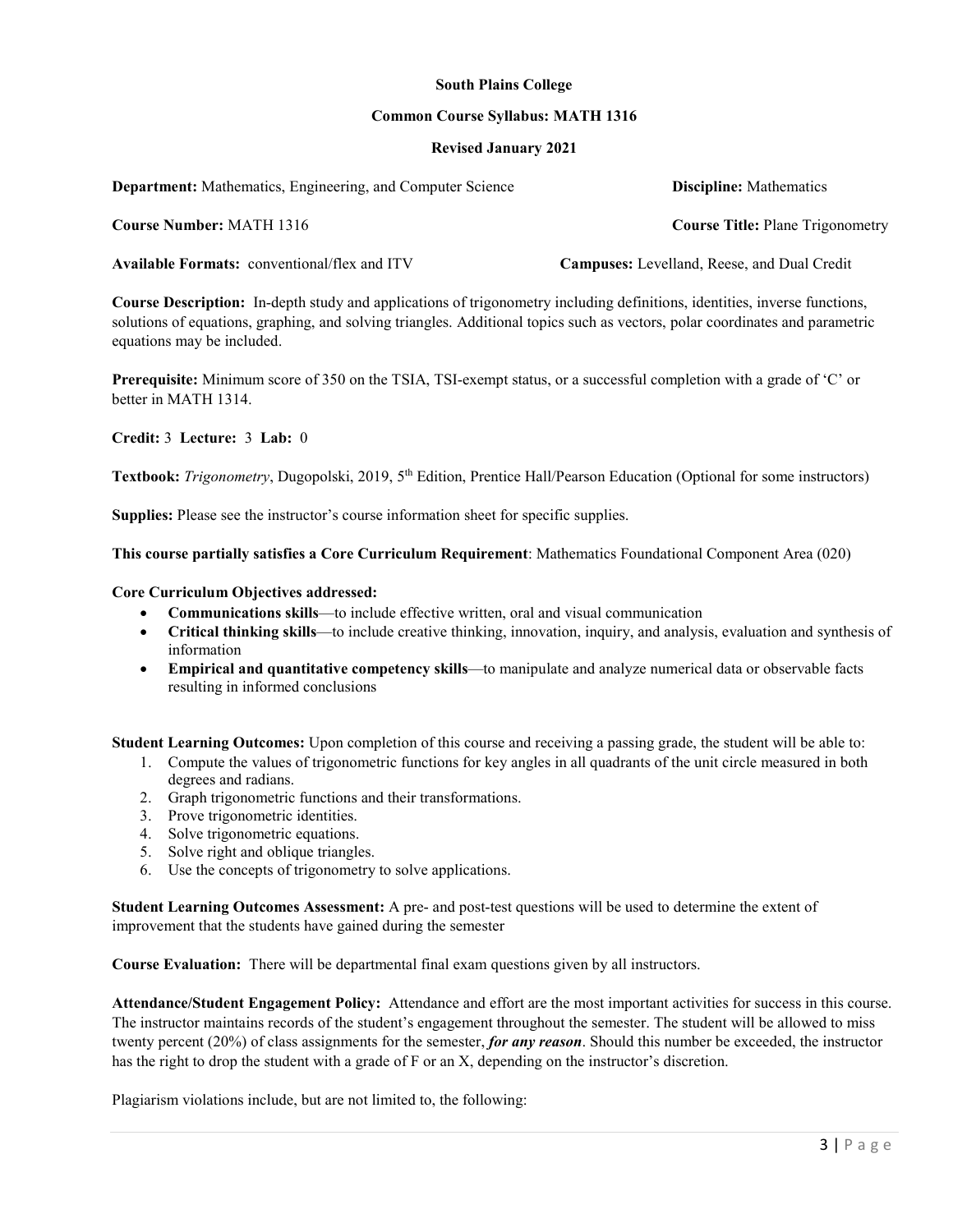**South Plains College**

**Common Course Syllabus: MATH 1316**

**Revised January 2021**

**Department:** Mathematics, Engineering, and Computer Science **Discipline:** Mathematics

**Course Number:** MATH 1316 **Course Title:** Plane Trigonometry

**Available Formats:** conventional/flex and ITV **Campuses:** Levelland, Reese, and Dual Credit

**Course Description:** In-depth study and applications of trigonometry including definitions, identities, inverse functions, solutions of equations, graphing, and solving triangles. Additional topics such as vectors, polar coordinates and parametric equations may be included.

**Prerequisite:** Minimum score of 350 on the TSIA, TSI-exempt status, or a successful completion with a grade of 'C' or better in MATH 1314.

**Credit:** 3 **Lecture:** 3 **Lab:** 0

**Textbook:** *Trigonometry*, Dugopolski, 2019, 5th Edition, Prentice Hall/Pearson Education (Optional for some instructors)

**Supplies:** Please see the instructor's course information sheet for specific supplies.

**This course partially satisfies a Core Curriculum Requirement**: Mathematics Foundational Component Area (020)

**Core Curriculum Objectives addressed:**

- **Communications skills**—to include effective written, oral and visual communication
- **Critical thinking skills**—to include creative thinking, innovation, inquiry, and analysis, evaluation and synthesis of information
- **Empirical and quantitative competency skills**—to manipulate and analyze numerical data or observable facts resulting in informed conclusions

**Student Learning Outcomes:** Upon completion of this course and receiving a passing grade, the student will be able to:

1. Compute the values of trigonometric functions for key angles in all quadrants of the unit circle measured in both degrees and radians.
2. Graph trigonometric functions and their transformations.
3. Prove trigonometric identities.
4. Solve trigonometric equations.
5. Solve right and oblique triangles.
6. Use the concepts of trigonometry to solve applications.

**Student Learning Outcomes Assessment:** A pre- and post-test questions will be used to determine the extent of improvement that the students have gained during the semester

**Course Evaluation:** There will be departmental final exam questions given by all instructors.

**Attendance/Student Engagement Policy:** Attendance and effort are the most important activities for success in this course. The instructor maintains records of the student's engagement throughout the semester. The student will be allowed to miss twenty percent (20%) of class assignments for the semester, ***for any reason***. Should this number be exceeded, the instructor has the right to drop the student with a grade of F or an X, depending on the instructor's discretion.

Plagiarism violations include, but are not limited to, the following: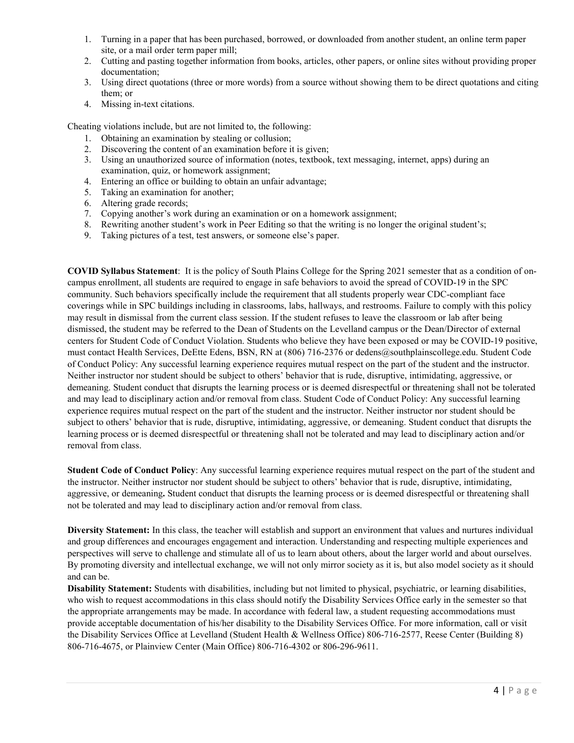1. Turning in a paper that has been purchased, borrowed, or downloaded from another student, an online term paper site, or a mail order term paper mill;
2. Cutting and pasting together information from books, articles, other papers, or online sites without providing proper documentation;
3. Using direct quotations (three or more words) from a source without showing them to be direct quotations and citing them; or
4. Missing in-text citations.

Cheating violations include, but are not limited to, the following:

1. Obtaining an examination by stealing or collusion;
2. Discovering the content of an examination before it is given;
3. Using an unauthorized source of information (notes, textbook, text messaging, internet, apps) during an examination, quiz, or homework assignment;
4. Entering an office or building to obtain an unfair advantage;
5. Taking an examination for another;
6. Altering grade records;
7. Copying another's work during an examination or on a homework assignment;
8. Rewriting another student's work in Peer Editing so that the writing is no longer the original student's;
9. Taking pictures of a test, test answers, or someone else's paper.

**COVID Syllabus Statement**: It is the policy of South Plains College for the Spring 2021 semester that as a condition of on-campus enrollment, all students are required to engage in safe behaviors to avoid the spread of COVID-19 in the SPC community. Such behaviors specifically include the requirement that all students properly wear CDC-compliant face coverings while in SPC buildings including in classrooms, labs, hallways, and restrooms. Failure to comply with this policy may result in dismissal from the current class session. If the student refuses to leave the classroom or lab after being dismissed, the student may be referred to the Dean of Students on the Levelland campus or the Dean/Director of external centers for Student Code of Conduct Violation. Students who believe they have been exposed or may be COVID-19 positive, must contact Health Services, DeEtte Edens, BSN, RN at (806) 716-2376 or dedens@southplainscollege.edu. Student Code of Conduct Policy: Any successful learning experience requires mutual respect on the part of the student and the instructor. Neither instructor nor student should be subject to others' behavior that is rude, disruptive, intimidating, aggressive, or demeaning. Student conduct that disrupts the learning process or is deemed disrespectful or threatening shall not be tolerated and may lead to disciplinary action and/or removal from class. Student Code of Conduct Policy: Any successful learning experience requires mutual respect on the part of the student and the instructor. Neither instructor nor student should be subject to others' behavior that is rude, disruptive, intimidating, aggressive, or demeaning. Student conduct that disrupts the learning process or is deemed disrespectful or threatening shall not be tolerated and may lead to disciplinary action and/or removal from class.

**Student Code of Conduct Policy**: Any successful learning experience requires mutual respect on the part of the student and the instructor. Neither instructor nor student should be subject to others' behavior that is rude, disruptive, intimidating, aggressive, or demeaning**.** Student conduct that disrupts the learning process or is deemed disrespectful or threatening shall not be tolerated and may lead to disciplinary action and/or removal from class.

**Diversity Statement:** In this class, the teacher will establish and support an environment that values and nurtures individual and group differences and encourages engagement and interaction. Understanding and respecting multiple experiences and perspectives will serve to challenge and stimulate all of us to learn about others, about the larger world and about ourselves. By promoting diversity and intellectual exchange, we will not only mirror society as it is, but also model society as it should and can be.

**Disability Statement:** Students with disabilities, including but not limited to physical, psychiatric, or learning disabilities, who wish to request accommodations in this class should notify the Disability Services Office early in the semester so that the appropriate arrangements may be made. In accordance with federal law, a student requesting accommodations must provide acceptable documentation of his/her disability to the Disability Services Office. For more information, call or visit the Disability Services Office at Levelland (Student Health & Wellness Office) 806-716-2577, Reese Center (Building 8) 806-716-4675, or Plainview Center (Main Office) 806-716-4302 or 806-296-9611.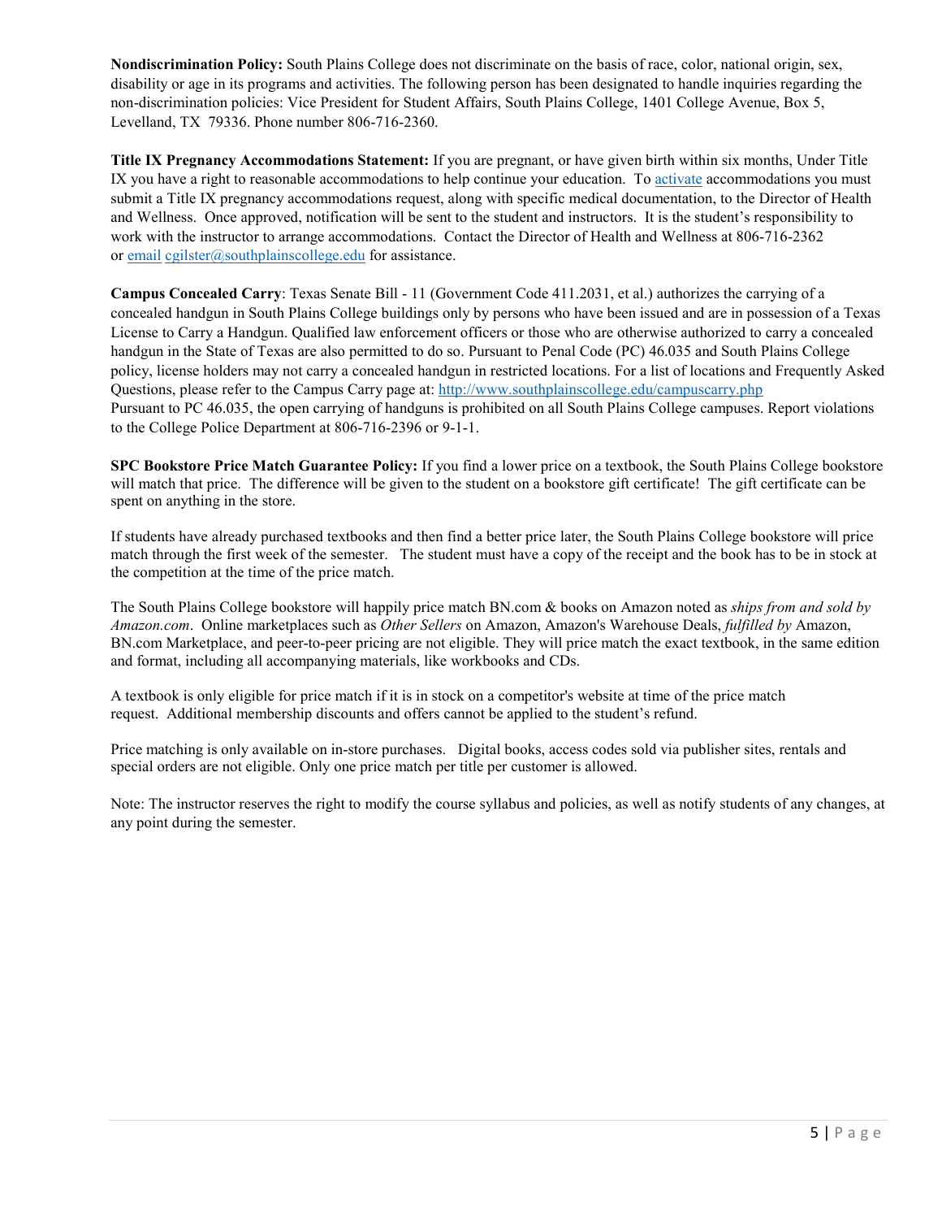**Nondiscrimination Policy:** South Plains College does not discriminate on the basis of race, color, national origin, sex, disability or age in its programs and activities. The following person has been designated to handle inquiries regarding the non-discrimination policies: Vice President for Student Affairs, South Plains College, 1401 College Avenue, Box 5, Levelland, TX 79336. Phone number 806-716-2360.

**Title IX Pregnancy Accommodations Statement:** If you are pregnant, or have given birth within six months, Under Title IX you have a right to reasonable accommodations to help continue your education. To activate accommodations you must submit a Title IX pregnancy accommodations request, along with specific medical documentation, to the Director of Health and Wellness. Once approved, notification will be sent to the student and instructors. It is the student's responsibility to work with the instructor to arrange accommodations. Contact the Director of Health and Wellness at 806-716-2362 or email cgilster@southplainscollege.edu for assistance.

**Campus Concealed Carry**: Texas Senate Bill - 11 (Government Code 411.2031, et al.) authorizes the carrying of a concealed handgun in South Plains College buildings only by persons who have been issued and are in possession of a Texas License to Carry a Handgun. Qualified law enforcement officers or those who are otherwise authorized to carry a concealed handgun in the State of Texas are also permitted to do so. Pursuant to Penal Code (PC) 46.035 and South Plains College policy, license holders may not carry a concealed handgun in restricted locations. For a list of locations and Frequently Asked Questions, please refer to the Campus Carry page at: http://www.southplainscollege.edu/campuscarry.php
Pursuant to PC 46.035, the open carrying of handguns is prohibited on all South Plains College campuses. Report violations to the College Police Department at 806-716-2396 or 9-1-1.

**SPC Bookstore Price Match Guarantee Policy:** If you find a lower price on a textbook, the South Plains College bookstore will match that price. The difference will be given to the student on a bookstore gift certificate! The gift certificate can be spent on anything in the store.

If students have already purchased textbooks and then find a better price later, the South Plains College bookstore will price match through the first week of the semester. The student must have a copy of the receipt and the book has to be in stock at the competition at the time of the price match.

The South Plains College bookstore will happily price match BN.com & books on Amazon noted as *ships from and sold by Amazon.com*. Online marketplaces such as *Other Sellers* on Amazon, Amazon's Warehouse Deals, *fulfilled by* Amazon, BN.com Marketplace, and peer-to-peer pricing are not eligible. They will price match the exact textbook, in the same edition and format, including all accompanying materials, like workbooks and CDs.

A textbook is only eligible for price match if it is in stock on a competitor's website at time of the price match request. Additional membership discounts and offers cannot be applied to the student's refund.

Price matching is only available on in-store purchases. Digital books, access codes sold via publisher sites, rentals and special orders are not eligible. Only one price match per title per customer is allowed.

Note: The instructor reserves the right to modify the course syllabus and policies, as well as notify students of any changes, at any point during the semester.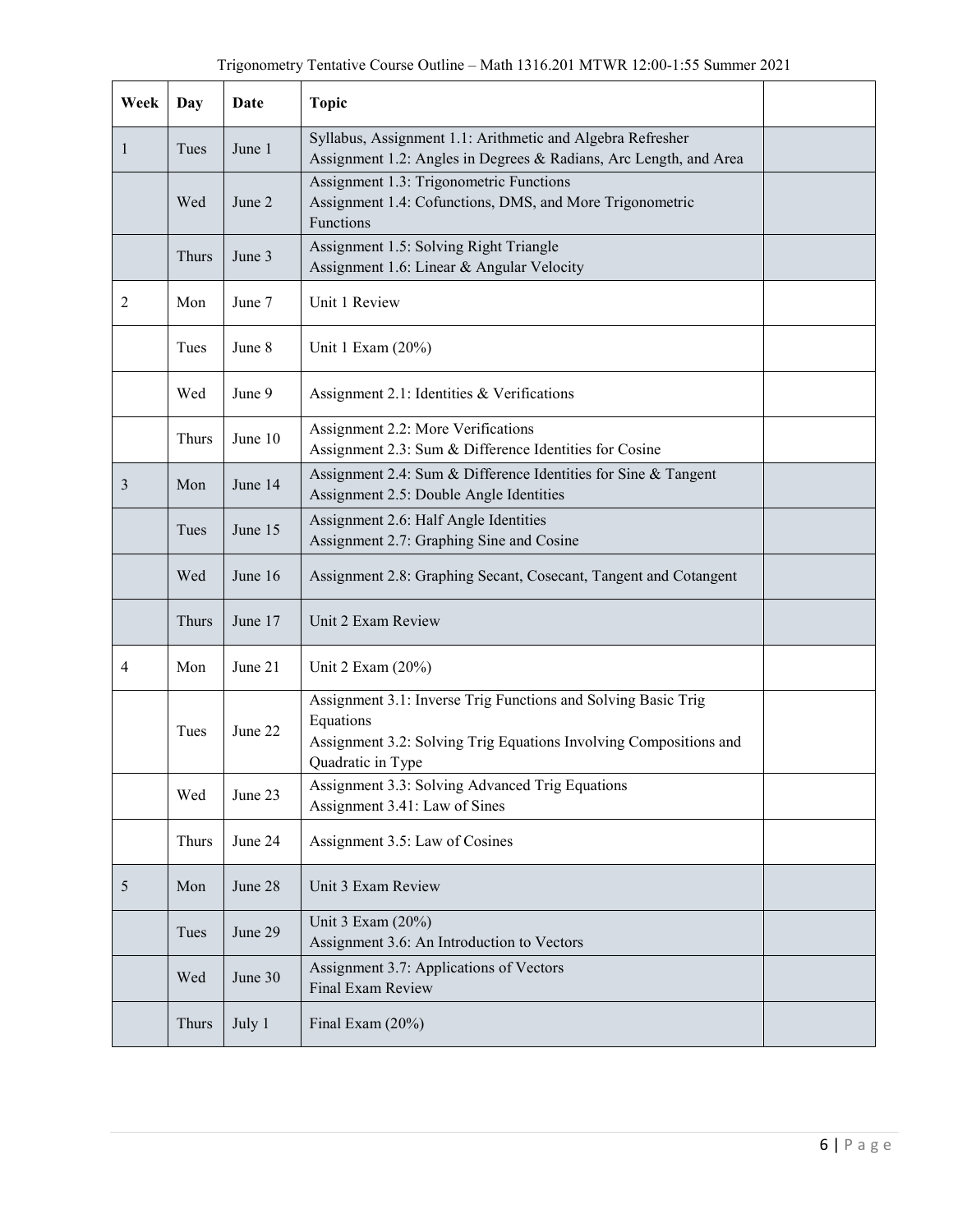Trigonometry Tentative Course Outline – Math 1316.201 MTWR 12:00-1:55 Summer 2021

| Week | Day | Date | Topic | |
|---|---|---|---|---|
| 1 | Tues | June 1 | Syllabus, Assignment 1.1: Arithmetic and Algebra Refresher<br>Assignment 1.2: Angles in Degrees & Radians, Arc Length, and Area | |
| | Wed | June 2 | Assignment 1.3: Trigonometric Functions<br>Assignment 1.4: Cofunctions, DMS, and More Trigonometric Functions | |
| | Thurs | June 3 | Assignment 1.5: Solving Right Triangle<br>Assignment 1.6: Linear & Angular Velocity | |
| 2 | Mon | June 7 | Unit 1 Review | |
| | Tues | June 8 | Unit 1 Exam (20%) | |
| | Wed | June 9 | Assignment 2.1: Identities & Verifications | |
| | Thurs | June 10 | Assignment 2.2: More Verifications<br>Assignment 2.3: Sum & Difference Identities for Cosine | |
| 3 | Mon | June 14 | Assignment 2.4: Sum & Difference Identities for Sine & Tangent<br>Assignment 2.5: Double Angle Identities | |
| | Tues | June 15 | Assignment 2.6: Half Angle Identities<br>Assignment 2.7: Graphing Sine and Cosine | |
| | Wed | June 16 | Assignment 2.8: Graphing Secant, Cosecant, Tangent and Cotangent | |
| | Thurs | June 17 | Unit 2 Exam Review | |
| 4 | Mon | June 21 | Unit 2 Exam (20%) | |
| | Tues | June 22 | Assignment 3.1: Inverse Trig Functions and Solving Basic Trig Equations<br>Assignment 3.2: Solving Trig Equations Involving Compositions and Quadratic in Type | |
| | Wed | June 23 | Assignment 3.3: Solving Advanced Trig Equations<br>Assignment 3.41: Law of Sines | |
| | Thurs | June 24 | Assignment 3.5: Law of Cosines | |
| 5 | Mon | June 28 | Unit 3 Exam Review | |
| | Tues | June 29 | Unit 3 Exam (20%)<br>Assignment 3.6: An Introduction to Vectors | |
| | Wed | June 30 | Assignment 3.7: Applications of Vectors<br>Final Exam Review | |
| | Thurs | July 1 | Final Exam (20%) | |